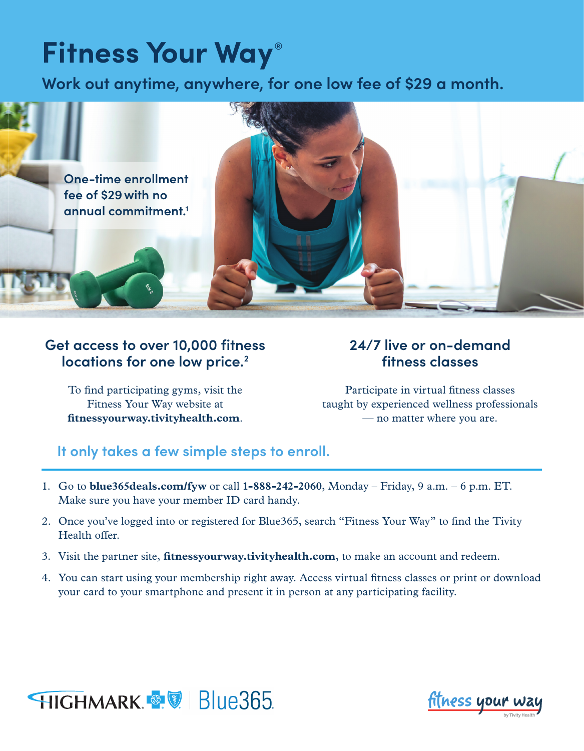# Fitness Your Way®

## Work out anytime, anywhere, for one low fee of $29 a month.

One-time enrollment fee of $29 with no annual commitment.[1]

### Get access to over 10,000 fitness locations for one low price.[2]

To find participating gyms, visit the Fitness Your Way website at **fitnessyourway.tivityhealth.com**.

### 24/7 live or on-demand fitness classes

Participate in virtual fitness classes taught by experienced wellness professionals — no matter where you are.

## It only takes a few simple steps to enroll.

1. Go to **blue365deals.com/fyw** or call **1-888-242-2060**, Monday – Friday, 9 a.m. – 6 p.m. ET. Make sure you have your member ID card handy.
2. Once you've logged into or registered for Blue365, search "Fitness Your Way" to find the Tivity Health offer.
3. Visit the partner site, **fitnessyourway.tivityhealth.com**, to make an account and redeem.
4. You can start using your membership right away. Access virtual fitness classes or print or download your card to your smartphone and present it in person at any participating facility.

HIGHMARK | Blue365

fitness your way by Tivity Health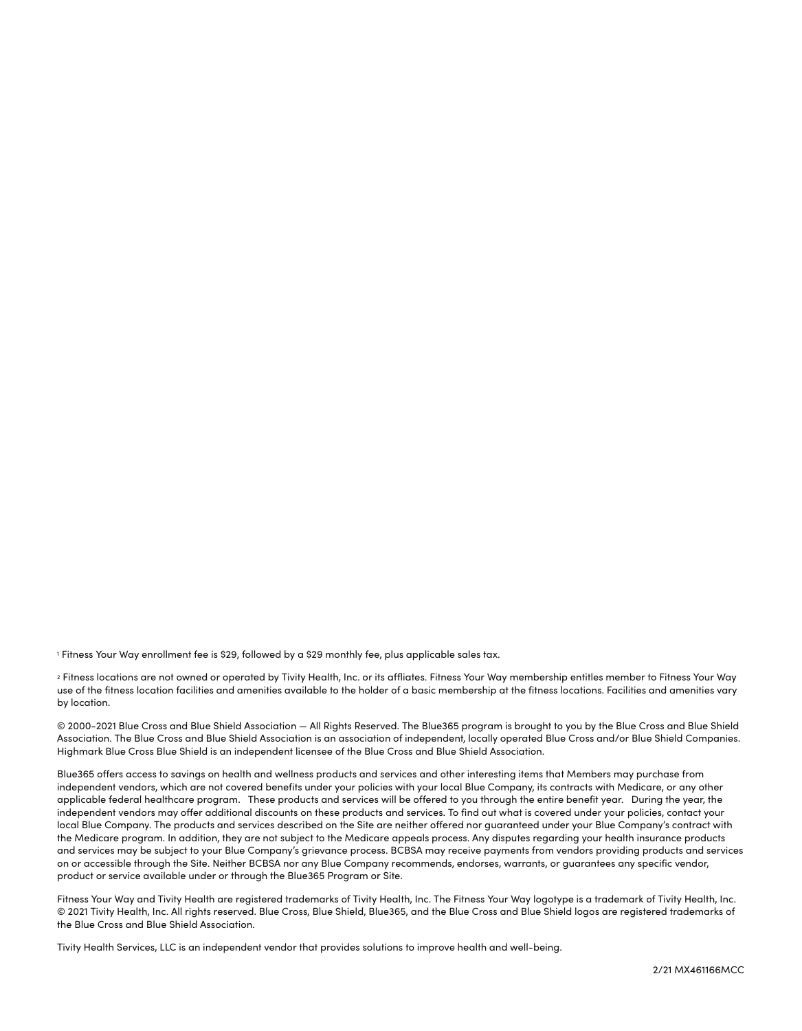[1] Fitness Your Way enrollment fee is $29, followed by a $29 monthly fee, plus applicable sales tax.

[2] Fitness locations are not owned or operated by Tivity Health, Inc. or its affliates. Fitness Your Way membership entitles member to Fitness Your Way use of the fitness location facilities and amenities available to the holder of a basic membership at the fitness locations. Facilities and amenities vary by location.

© 2000-2021 Blue Cross and Blue Shield Association — All Rights Reserved. The Blue365 program is brought to you by the Blue Cross and Blue Shield Association. The Blue Cross and Blue Shield Association is an association of independent, locally operated Blue Cross and/or Blue Shield Companies. Highmark Blue Cross Blue Shield is an independent licensee of the Blue Cross and Blue Shield Association.

Blue365 offers access to savings on health and wellness products and services and other interesting items that Members may purchase from independent vendors, which are not covered benefits under your policies with your local Blue Company, its contracts with Medicare, or any other applicable federal healthcare program. These products and services will be offered to you through the entire benefit year. During the year, the independent vendors may offer additional discounts on these products and services. To find out what is covered under your policies, contact your local Blue Company. The products and services described on the Site are neither offered nor guaranteed under your Blue Company's contract with the Medicare program. In addition, they are not subject to the Medicare appeals process. Any disputes regarding your health insurance products and services may be subject to your Blue Company's grievance process. BCBSA may receive payments from vendors providing products and services on or accessible through the Site. Neither BCBSA nor any Blue Company recommends, endorses, warrants, or guarantees any specific vendor, product or service available under or through the Blue365 Program or Site.

Fitness Your Way and Tivity Health are registered trademarks of Tivity Health, Inc. The Fitness Your Way logotype is a trademark of Tivity Health, Inc. © 2021 Tivity Health, Inc. All rights reserved. Blue Cross, Blue Shield, Blue365, and the Blue Cross and Blue Shield logos are registered trademarks of the Blue Cross and Blue Shield Association.

Tivity Health Services, LLC is an independent vendor that provides solutions to improve health and well-being.

2/21 MX461166MCC